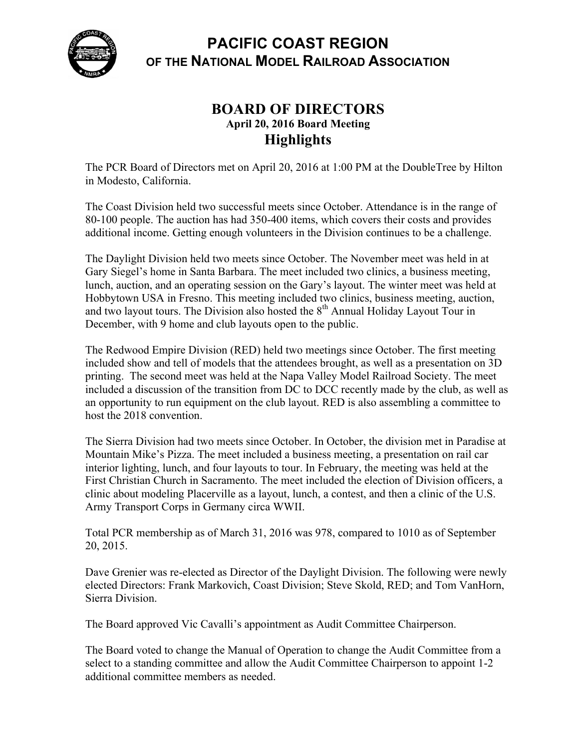# PACIFIC COAST REGION
## OF THE NATIONAL MODEL RAILROAD ASSOCIATION

## BOARD OF DIRECTORS
### April 20, 2016 Board Meeting
## Highlights

The PCR Board of Directors met on April 20, 2016 at 1:00 PM at the DoubleTree by Hilton in Modesto, California.

The Coast Division held two successful meets since October. Attendance is in the range of 80-100 people. The auction has had 350-400 items, which covers their costs and provides additional income. Getting enough volunteers in the Division continues to be a challenge.

The Daylight Division held two meets since October. The November meet was held in at Gary Siegel's home in Santa Barbara. The meet included two clinics, a business meeting, lunch, auction, and an operating session on the Gary's layout. The winter meet was held at Hobbytown USA in Fresno. This meeting included two clinics, business meeting, auction, and two layout tours. The Division also hosted the 8th Annual Holiday Layout Tour in December, with 9 home and club layouts open to the public.

The Redwood Empire Division (RED) held two meetings since October. The first meeting included show and tell of models that the attendees brought, as well as a presentation on 3D printing. The second meet was held at the Napa Valley Model Railroad Society. The meet included a discussion of the transition from DC to DCC recently made by the club, as well as an opportunity to run equipment on the club layout. RED is also assembling a committee to host the 2018 convention.

The Sierra Division had two meets since October. In October, the division met in Paradise at Mountain Mike's Pizza. The meet included a business meeting, a presentation on rail car interior lighting, lunch, and four layouts to tour. In February, the meeting was held at the First Christian Church in Sacramento. The meet included the election of Division officers, a clinic about modeling Placerville as a layout, lunch, a contest, and then a clinic of the U.S. Army Transport Corps in Germany circa WWII.

Total PCR membership as of March 31, 2016 was 978, compared to 1010 as of September 20, 2015.

Dave Grenier was re-elected as Director of the Daylight Division. The following were newly elected Directors: Frank Markovich, Coast Division; Steve Skold, RED; and Tom VanHorn, Sierra Division.

The Board approved Vic Cavalli's appointment as Audit Committee Chairperson.

The Board voted to change the Manual of Operation to change the Audit Committee from a select to a standing committee and allow the Audit Committee Chairperson to appoint 1-2 additional committee members as needed.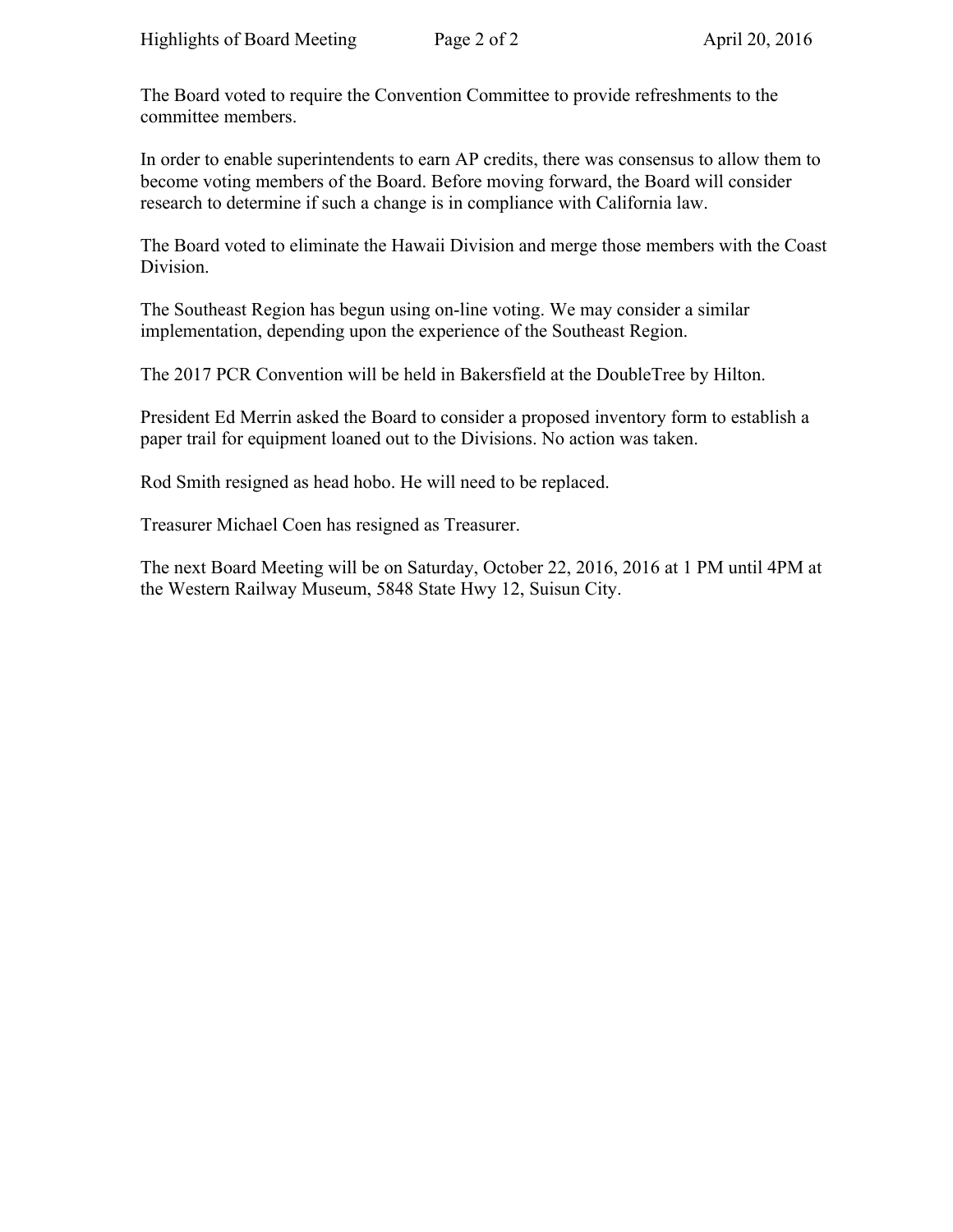The Board voted to require the Convention Committee to provide refreshments to the committee members.

In order to enable superintendents to earn AP credits, there was consensus to allow them to become voting members of the Board. Before moving forward, the Board will consider research to determine if such a change is in compliance with California law.

The Board voted to eliminate the Hawaii Division and merge those members with the Coast Division.

The Southeast Region has begun using on-line voting. We may consider a similar implementation, depending upon the experience of the Southeast Region.

The 2017 PCR Convention will be held in Bakersfield at the DoubleTree by Hilton.

President Ed Merrin asked the Board to consider a proposed inventory form to establish a paper trail for equipment loaned out to the Divisions. No action was taken.

Rod Smith resigned as head hobo. He will need to be replaced.

Treasurer Michael Coen has resigned as Treasurer.

The next Board Meeting will be on Saturday, October 22, 2016, 2016 at 1 PM until 4PM at the Western Railway Museum, 5848 State Hwy 12, Suisun City.